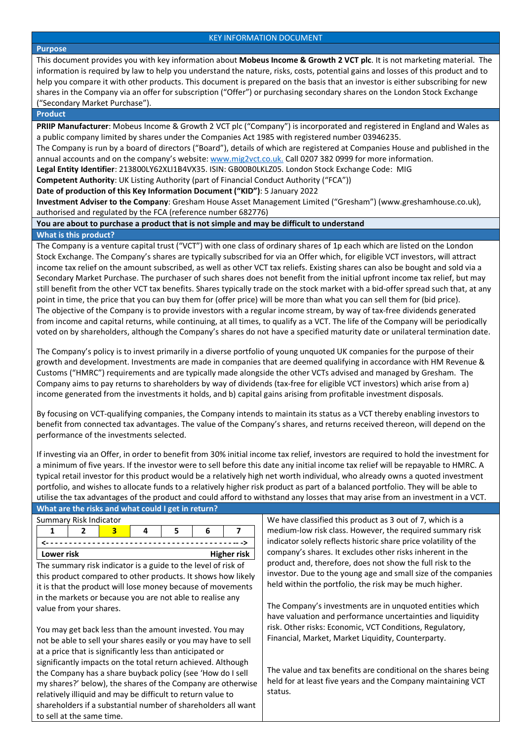# KEY INFORMATION DOCUMENT

## Purpose

This document provides you with key information about **Mobeus Income & Growth 2 VCT plc**. It is not marketing material. The information is required by law to help you understand the nature, risks, costs, potential gains and losses of this product and to help you compare it with other products. This document is prepared on the basis that an investor is either subscribing for new shares in the Company via an offer for subscription ("Offer") or purchasing secondary shares on the London Stock Exchange ("Secondary Market Purchase").

## Product

**PRIIP Manufacturer**: Mobeus Income & Growth 2 VCT plc ("Company") is incorporated and registered in England and Wales as a public company limited by shares under the Companies Act 1985 with registered number 03946235.

The Company is run by a board of directors ("Board"), details of which are registered at Companies House and published in the annual accounts and on the company's website: www.mig2vct.co.uk. Call 0207 382 0999 for more information.

**Legal Entity Identifier**: 213800LY62XLI1B4VX35. ISIN: GB00B0LKLZ05. London Stock Exchange Code: MIG

**Competent Authority**: UK Listing Authority (part of Financial Conduct Authority ("FCA"))

**Date of production of this Key Information Document ("KID")**: 5 January 2022

**Investment Adviser to the Company**: Gresham House Asset Management Limited ("Gresham") (www.greshamhouse.co.uk), authorised and regulated by the FCA (reference number 682776)

**You are about to purchase a product that is not simple and may be difficult to understand**

## What is this product?

The Company is a venture capital trust ("VCT") with one class of ordinary shares of 1p each which are listed on the London Stock Exchange. The Company's shares are typically subscribed for via an Offer which, for eligible VCT investors, will attract income tax relief on the amount subscribed, as well as other VCT tax reliefs. Existing shares can also be bought and sold via a Secondary Market Purchase. The purchaser of such shares does not benefit from the initial upfront income tax relief, but may still benefit from the other VCT tax benefits. Shares typically trade on the stock market with a bid-offer spread such that, at any point in time, the price that you can buy them for (offer price) will be more than what you can sell them for (bid price). The objective of the Company is to provide investors with a regular income stream, by way of tax-free dividends generated from income and capital returns, while continuing, at all times, to qualify as a VCT. The life of the Company will be periodically voted on by shareholders, although the Company's shares do not have a specified maturity date or unilateral termination date.

The Company's policy is to invest primarily in a diverse portfolio of young unquoted UK companies for the purpose of their growth and development. Investments are made in companies that are deemed qualifying in accordance with HM Revenue & Customs ("HMRC") requirements and are typically made alongside the other VCTs advised and managed by Gresham. The Company aims to pay returns to shareholders by way of dividends (tax-free for eligible VCT investors) which arise from a) income generated from the investments it holds, and b) capital gains arising from profitable investment disposals.

By focusing on VCT-qualifying companies, the Company intends to maintain its status as a VCT thereby enabling investors to benefit from connected tax advantages. The value of the Company's shares, and returns received thereon, will depend on the performance of the investments selected.

If investing via an Offer, in order to benefit from 30% initial income tax relief, investors are required to hold the investment for a minimum of five years. If the investor were to sell before this date any initial income tax relief will be repayable to HMRC. A typical retail investor for this product would be a relatively high net worth individual, who already owns a quoted investment portfolio, and wishes to allocate funds to a relatively higher risk product as part of a balanced portfolio. They will be able to utilise the tax advantages of the product and could afford to withstand any losses that may arise from an investment in a VCT.

## What are the risks and what could I get in return?

Summary Risk Indicator

| 1 | 2 | **3** | 4 | 5 | 6 | 7 |
|---|---|---|---|---|---|---|
| **Lower risk** | | | | | | **Higher risk** |

The summary risk indicator is a guide to the level of risk of this product compared to other products. It shows how likely it is that the product will lose money because of movements in the markets or because you are not able to realise any value from your shares.

You may get back less than the amount invested. You may not be able to sell your shares easily or you may have to sell at a price that is significantly less than anticipated or significantly impacts on the total return achieved. Although the Company has a share buyback policy (see 'How do I sell my shares?' below), the shares of the Company are otherwise relatively illiquid and may be difficult to return value to shareholders if a substantial number of shareholders all want to sell at the same time.

We have classified this product as 3 out of 7, which is a medium-low risk class. However, the required summary risk indicator solely reflects historic share price volatility of the company's shares. It excludes other risks inherent in the product and, therefore, does not show the full risk to the investor. Due to the young age and small size of the companies held within the portfolio, the risk may be much higher.

The Company's investments are in unquoted entities which have valuation and performance uncertainties and liquidity risk. Other risks: Economic, VCT Conditions, Regulatory, Financial, Market, Market Liquidity, Counterparty.

The value and tax benefits are conditional on the shares being held for at least five years and the Company maintaining VCT status.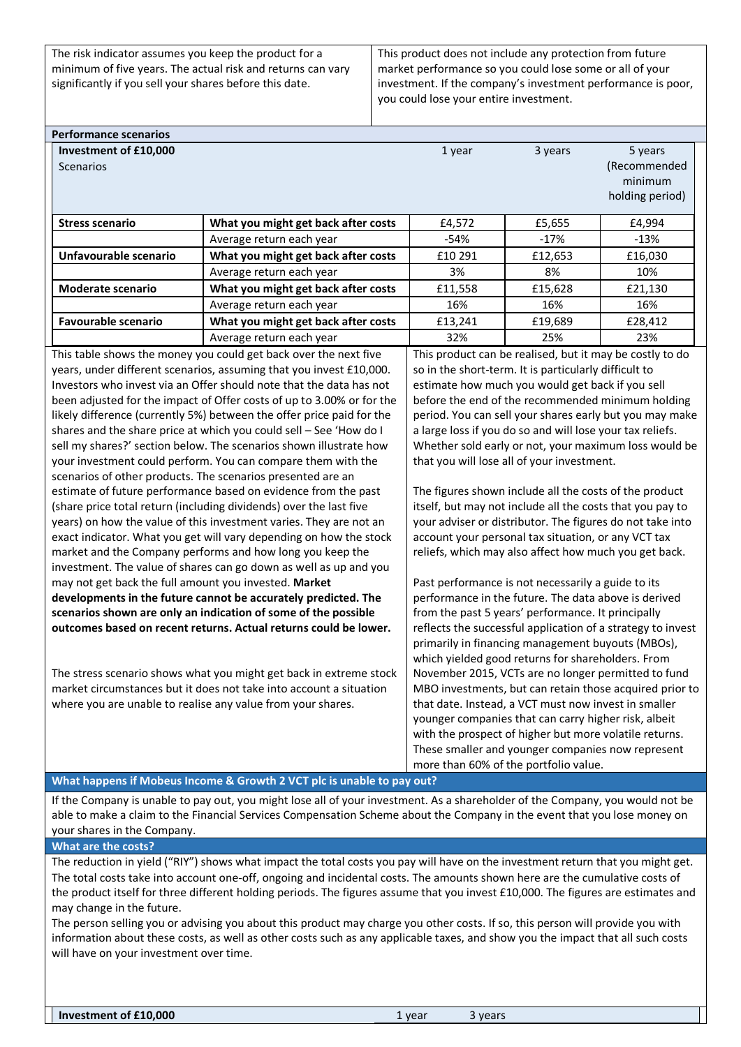| The risk indicator assumes you keep the product for a minimum of five years. The actual risk and returns can vary significantly if you sell your shares before this date. | This product does not include any protection from future market performance so you could lose some or all of your investment. If the company's investment performance is poor, you could lose your entire investment. |
|---|---|

**Performance scenarios**

| **Investment of £10,000** Scenarios | | 1 year | 3 years | 5 years (Recommended minimum holding period) |
|---|---|---|---|---|
| **Stress scenario** | **What you might get back after costs** | £4,572 | £5,655 | £4,994 |
| | Average return each year | -54% | -17% | -13% |
| **Unfavourable scenario** | **What you might get back after costs** | £10 291 | £12,653 | £16,030 |
| | Average return each year | 3% | 8% | 10% |
| **Moderate scenario** | **What you might get back after costs** | £11,558 | £15,628 | £21,130 |
| | Average return each year | 16% | 16% | 16% |
| **Favourable scenario** | **What you might get back after costs** | £13,241 | £19,689 | £28,412 |
| | Average return each year | 32% | 25% | 23% |

This table shows the money you could get back over the next five years, under different scenarios, assuming that you invest £10,000. Investors who invest via an Offer should note that the data has not been adjusted for the impact of Offer costs of up to 3.00% or for the likely difference (currently 5%) between the offer price paid for the shares and the share price at which you could sell – See 'How do I sell my shares?' section below. The scenarios shown illustrate how your investment could perform. You can compare them with the scenarios of other products. The scenarios presented are an estimate of future performance based on evidence from the past (share price total return (including dividends) over the last five years) on how the value of this investment varies. They are not an exact indicator. What you get will vary depending on how the stock market and the Company performs and how long you keep the investment. The value of shares can go down as well as up and you may not get back the full amount you invested. **Market developments in the future cannot be accurately predicted. The scenarios shown are only an indication of some of the possible outcomes based on recent returns. Actual returns could be lower.**

The stress scenario shows what you might get back in extreme stock market circumstances but it does not take into account a situation where you are unable to realise any value from your shares.

This product can be realised, but it may be costly to do so in the short-term. It is particularly difficult to estimate how much you would get back if you sell before the end of the recommended minimum holding period. You can sell your shares early but you may make a large loss if you do so and will lose your tax reliefs. Whether sold early or not, your maximum loss would be that you will lose all of your investment.

The figures shown include all the costs of the product itself, but may not include all the costs that you pay to your adviser or distributor. The figures do not take into account your personal tax situation, or any VCT tax reliefs, which may also affect how much you get back.

Past performance is not necessarily a guide to its performance in the future. The data above is derived from the past 5 years' performance. It principally reflects the successful application of a strategy to invest primarily in financing management buyouts (MBOs), which yielded good returns for shareholders. From November 2015, VCTs are no longer permitted to fund MBO investments, but can retain those acquired prior to that date. Instead, a VCT must now invest in smaller younger companies that can carry higher risk, albeit with the prospect of higher but more volatile returns. These smaller and younger companies now represent more than 60% of the portfolio value.

## What happens if Mobeus Income & Growth 2 VCT plc is unable to pay out?

If the Company is unable to pay out, you might lose all of your investment. As a shareholder of the Company, you would not be able to make a claim to the Financial Services Compensation Scheme about the Company in the event that you lose money on your shares in the Company.

## What are the costs?

The reduction in yield ("RIY") shows what impact the total costs you pay will have on the investment return that you might get. The total costs take into account one-off, ongoing and incidental costs. The amounts shown here are the cumulative costs of the product itself for three different holding periods. The figures assume that you invest £10,000. The figures are estimates and may change in the future.

The person selling you or advising you about this product may charge you other costs. If so, this person will provide you with information about these costs, as well as other costs such as any applicable taxes, and show you the impact that all such costs will have on your investment over time.

| **Investment of £10,000** | 1 year | 3 years |
|---|---|---|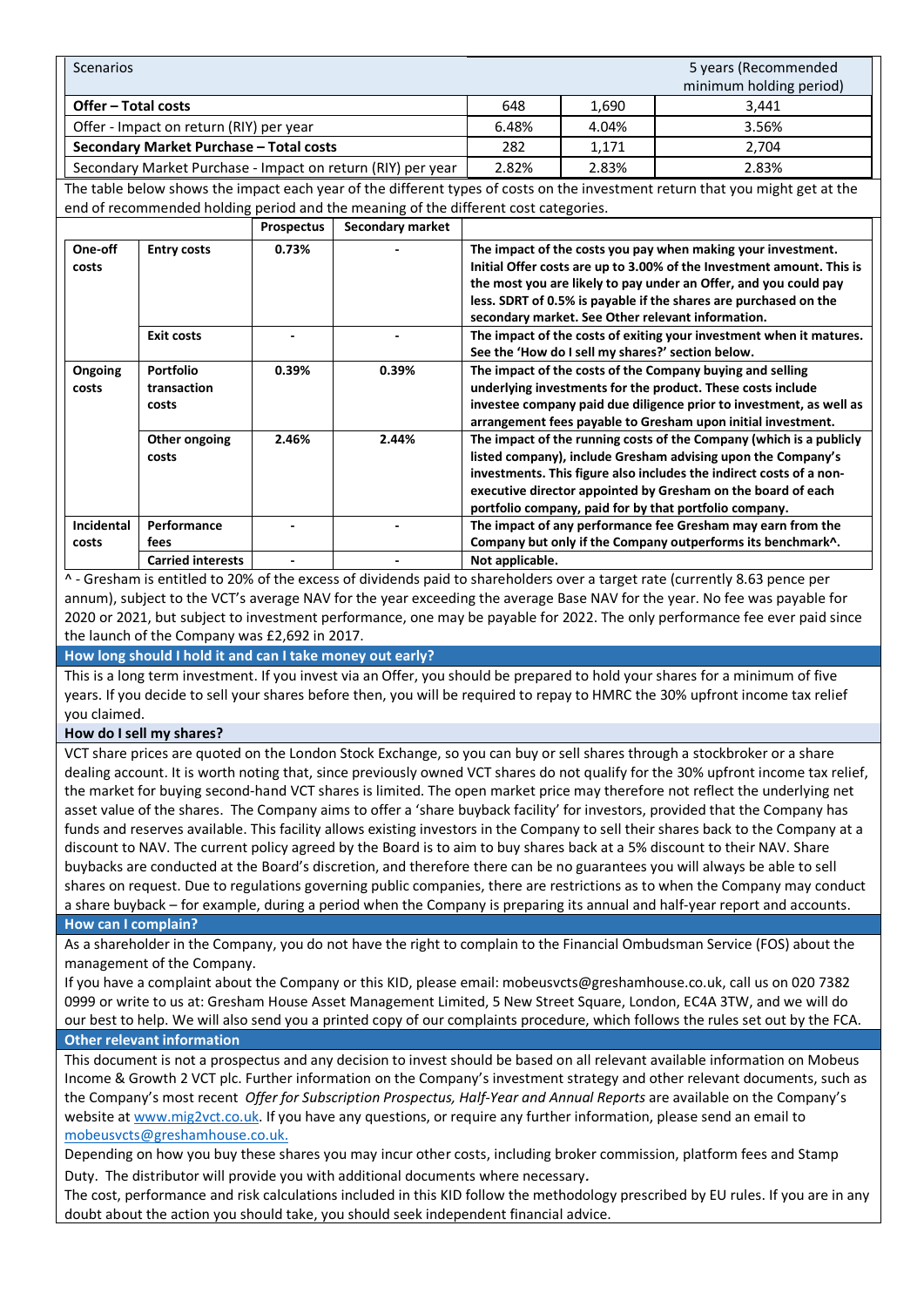| Scenarios | | | 5 years (Recommended minimum holding period) |
|---|---|---|---|
| **Offer – Total costs** | 648 | 1,690 | 3,441 |
| Offer - Impact on return (RIY) per year | 6.48% | 4.04% | 3.56% |
| **Secondary Market Purchase – Total costs** | 282 | 1,171 | 2,704 |
| Secondary Market Purchase - Impact on return (RIY) per year | 2.82% | 2.83% | 2.83% |

The table below shows the impact each year of the different types of costs on the investment return that you might get at the end of recommended holding period and the meaning of the different cost categories.

| | | Prospectus | Secondary market | |
|---|---|---|---|---|
| **One-off costs** | **Entry costs** | **0.73%** | **-** | **The impact of the costs you pay when making your investment. Initial Offer costs are up to 3.00% of the Investment amount. This is the most you are likely to pay under an Offer, and you could pay less. SDRT of 0.5% is payable if the shares are purchased on the secondary market. See Other relevant information.** |
| | **Exit costs** | **-** | **-** | **The impact of the costs of exiting your investment when it matures. See the 'How do I sell my shares?' section below.** |
| **Ongoing costs** | **Portfolio transaction costs** | **0.39%** | **0.39%** | **The impact of the costs of the Company buying and selling underlying investments for the product. These costs include investee company paid due diligence prior to investment, as well as arrangement fees payable to Gresham upon initial investment.** |
| | **Other ongoing costs** | **2.46%** | **2.44%** | **The impact of the running costs of the Company (which is a publicly listed company), include Gresham advising upon the Company's investments. This figure also includes the indirect costs of a non-executive director appointed by Gresham on the board of each portfolio company, paid for by that portfolio company.** |
| **Incidental costs** | **Performance fees** | **-** | **-** | **The impact of any performance fee Gresham may earn from the Company but only if the Company outperforms its benchmark^.** |
| | **Carried interests** | **-** | **-** | **Not applicable.** |

^ - Gresham is entitled to 20% of the excess of dividends paid to shareholders over a target rate (currently 8.63 pence per annum), subject to the VCT's average NAV for the year exceeding the average Base NAV for the year. No fee was payable for 2020 or 2021, but subject to investment performance, one may be payable for 2022. The only performance fee ever paid since the launch of the Company was £2,692 in 2017.

## How long should I hold it and can I take money out early?

This is a long term investment. If you invest via an Offer, you should be prepared to hold your shares for a minimum of five years. If you decide to sell your shares before then, you will be required to repay to HMRC the 30% upfront income tax relief you claimed.

## How do I sell my shares?

VCT share prices are quoted on the London Stock Exchange, so you can buy or sell shares through a stockbroker or a share dealing account. It is worth noting that, since previously owned VCT shares do not qualify for the 30% upfront income tax relief, the market for buying second-hand VCT shares is limited. The open market price may therefore not reflect the underlying net asset value of the shares. The Company aims to offer a 'share buyback facility' for investors, provided that the Company has funds and reserves available. This facility allows existing investors in the Company to sell their shares back to the Company at a discount to NAV. The current policy agreed by the Board is to aim to buy shares back at a 5% discount to their NAV. Share buybacks are conducted at the Board's discretion, and therefore there can be no guarantees you will always be able to sell shares on request. Due to regulations governing public companies, there are restrictions as to when the Company may conduct a share buyback – for example, during a period when the Company is preparing its annual and half-year report and accounts.

## How can I complain?

As a shareholder in the Company, you do not have the right to complain to the Financial Ombudsman Service (FOS) about the management of the Company.

If you have a complaint about the Company or this KID, please email: mobeusvcts@greshamhouse.co.uk, call us on 020 7382 0999 or write to us at: Gresham House Asset Management Limited, 5 New Street Square, London, EC4A 3TW, and we will do our best to help. We will also send you a printed copy of our complaints procedure, which follows the rules set out by the FCA.

## Other relevant information

This document is not a prospectus and any decision to invest should be based on all relevant available information on Mobeus Income & Growth 2 VCT plc. Further information on the Company's investment strategy and other relevant documents, such as the Company's most recent *Offer for Subscription Prospectus, Half-Year and Annual Reports* are available on the Company's website at www.mig2vct.co.uk. If you have any questions, or require any further information, please send an email to mobeusvcts@greshamhouse.co.uk.

Depending on how you buy these shares you may incur other costs, including broker commission, platform fees and Stamp Duty. The distributor will provide you with additional documents where necessary.

The cost, performance and risk calculations included in this KID follow the methodology prescribed by EU rules. If you are in any doubt about the action you should take, you should seek independent financial advice.